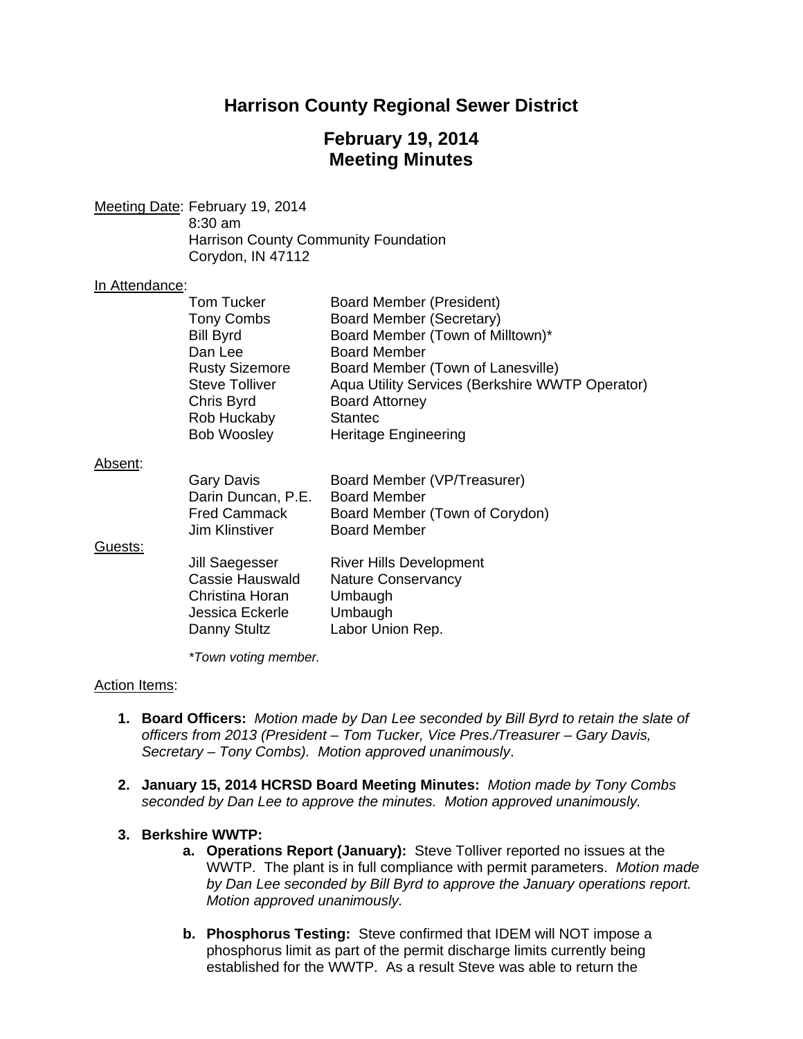# Harrison County Regional Sewer District

## February 19, 2014
## Meeting Minutes

Meeting Date: February 19, 2014
8:30 am
Harrison County Community Foundation
Corydon, IN 47112

In Attendance:

| | |
|---|---|
| Tom Tucker | Board Member (President) |
| Tony Combs | Board Member (Secretary) |
| Bill Byrd | Board Member (Town of Milltown)* |
| Dan Lee | Board Member |
| Rusty Sizemore | Board Member (Town of Lanesville) |
| Steve Tolliver | Aqua Utility Services (Berkshire WWTP Operator) |
| Chris Byrd | Board Attorney |
| Rob Huckaby | Stantec |
| Bob Woosley | Heritage Engineering |

Absent:

| | |
|---|---|
| Gary Davis | Board Member (VP/Treasurer) |
| Darin Duncan, P.E. | Board Member |
| Fred Cammack | Board Member (Town of Corydon) |
| Jim Klinstiver | Board Member |

Guests:

| | |
|---|---|
| Jill Saegesser | River Hills Development |
| Cassie Hauswald | Nature Conservancy |
| Christina Horan | Umbaugh |
| Jessica Eckerle | Umbaugh |
| Danny Stultz | Labor Union Rep. |

*Town voting member.*

Action Items:

1. **Board Officers:** *Motion made by Dan Lee seconded by Bill Byrd to retain the slate of officers from 2013 (President – Tom Tucker, Vice Pres./Treasurer – Gary Davis, Secretary – Tony Combs). Motion approved unanimously*.

2. **January 15, 2014 HCRSD Board Meeting Minutes:** *Motion made by Tony Combs seconded by Dan Lee to approve the minutes. Motion approved unanimously.*

3. **Berkshire WWTP:**
   a. **Operations Report (January):** Steve Tolliver reported no issues at the WWTP. The plant is in full compliance with permit parameters. *Motion made by Dan Lee seconded by Bill Byrd to approve the January operations report. Motion approved unanimously.*

   b. **Phosphorus Testing:** Steve confirmed that IDEM will NOT impose a phosphorus limit as part of the permit discharge limits currently being established for the WWTP. As a result Steve was able to return the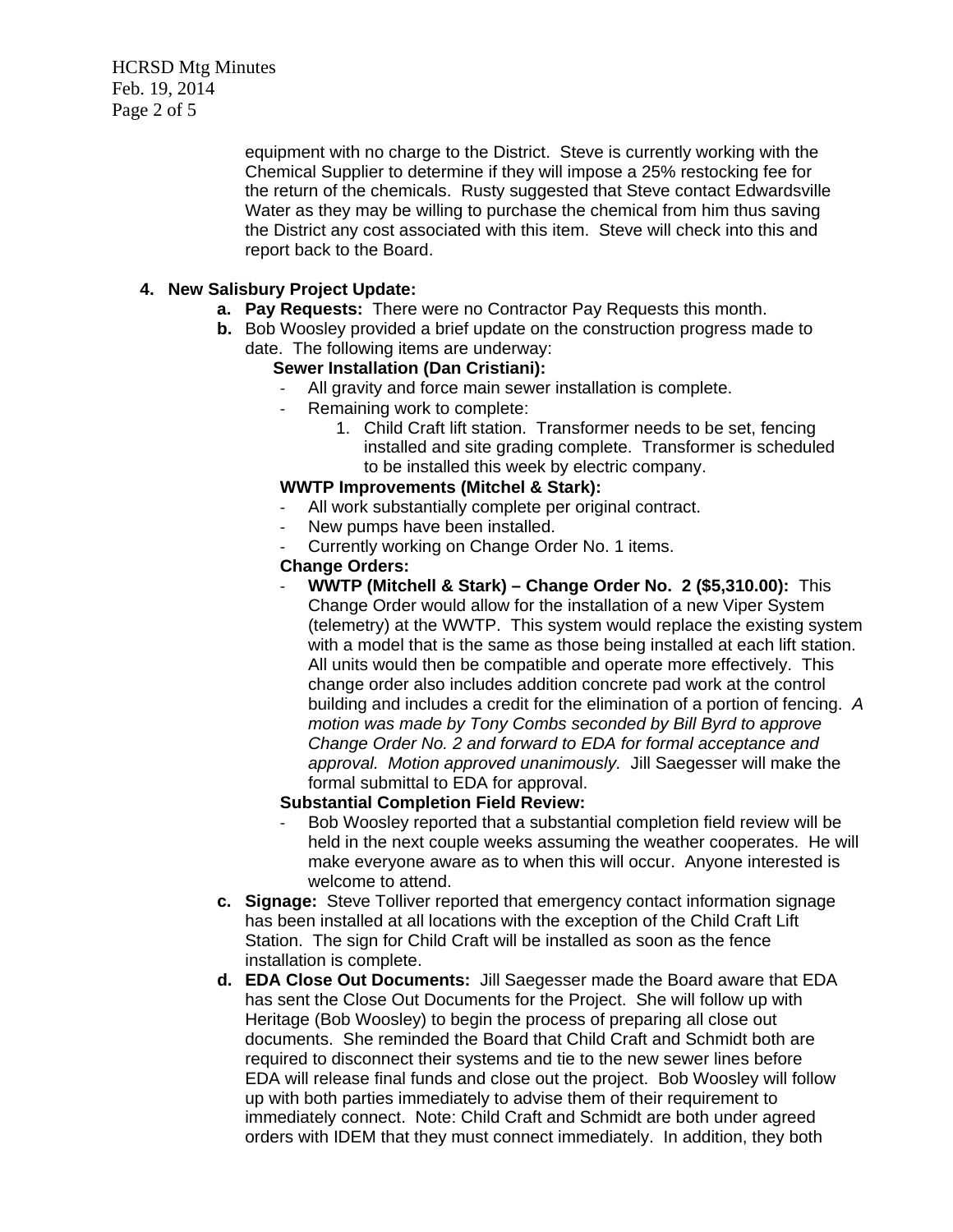equipment with no charge to the District. Steve is currently working with the Chemical Supplier to determine if they will impose a 25% restocking fee for the return of the chemicals. Rusty suggested that Steve contact Edwardsville Water as they may be willing to purchase the chemical from him thus saving the District any cost associated with this item. Steve will check into this and report back to the Board.

**4. New Salisbury Project Update:**

   **a. Pay Requests:** There were no Contractor Pay Requests this month.

   **b.** Bob Woosley provided a brief update on the construction progress made to date. The following items are underway:

   **Sewer Installation (Dan Cristiani):**

   - All gravity and force main sewer installation is complete.
   - Remaining work to complete:
     1. Child Craft lift station. Transformer needs to be set, fencing installed and site grading complete. Transformer is scheduled to be installed this week by electric company.

   **WWTP Improvements (Mitchel & Stark):**

   - All work substantially complete per original contract.
   - New pumps have been installed.
   - Currently working on Change Order No. 1 items.

   **Change Orders:**

   - **WWTP (Mitchell & Stark) – Change Order No. 2 ($5,310.00):** This Change Order would allow for the installation of a new Viper System (telemetry) at the WWTP. This system would replace the existing system with a model that is the same as those being installed at each lift station. All units would then be compatible and operate more effectively. This change order also includes addition concrete pad work at the control building and includes a credit for the elimination of a portion of fencing. *A motion was made by Tony Combs seconded by Bill Byrd to approve Change Order No. 2 and forward to EDA for formal acceptance and approval. Motion approved unanimously.* Jill Saegesser will make the formal submittal to EDA for approval.

   **Substantial Completion Field Review:**

   - Bob Woosley reported that a substantial completion field review will be held in the next couple weeks assuming the weather cooperates. He will make everyone aware as to when this will occur. Anyone interested is welcome to attend.

   **c. Signage:** Steve Tolliver reported that emergency contact information signage has been installed at all locations with the exception of the Child Craft Lift Station. The sign for Child Craft will be installed as soon as the fence installation is complete.

   **d. EDA Close Out Documents:** Jill Saegesser made the Board aware that EDA has sent the Close Out Documents for the Project. She will follow up with Heritage (Bob Woosley) to begin the process of preparing all close out documents. She reminded the Board that Child Craft and Schmidt both are required to disconnect their systems and tie to the new sewer lines before EDA will release final funds and close out the project. Bob Woosley will follow up with both parties immediately to advise them of their requirement to immediately connect. Note: Child Craft and Schmidt are both under agreed orders with IDEM that they must connect immediately. In addition, they both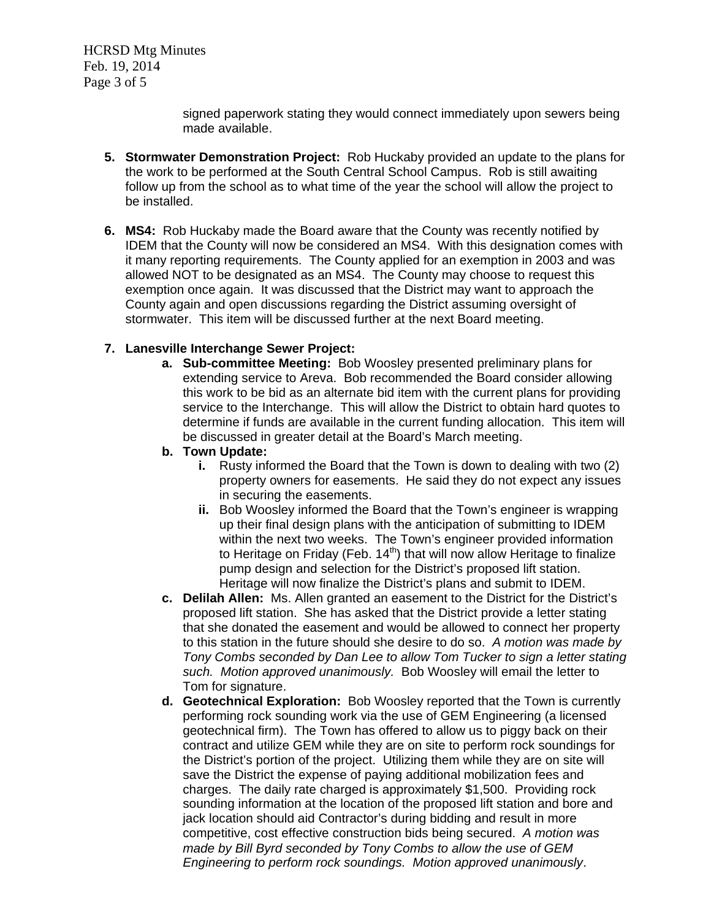signed paperwork stating they would connect immediately upon sewers being made available.

5. **Stormwater Demonstration Project:** Rob Huckaby provided an update to the plans for the work to be performed at the South Central School Campus. Rob is still awaiting follow up from the school as to what time of the year the school will allow the project to be installed.

6. **MS4:** Rob Huckaby made the Board aware that the County was recently notified by IDEM that the County will now be considered an MS4. With this designation comes with it many reporting requirements. The County applied for an exemption in 2003 and was allowed NOT to be designated as an MS4. The County may choose to request this exemption once again. It was discussed that the District may want to approach the County again and open discussions regarding the District assuming oversight of stormwater. This item will be discussed further at the next Board meeting.

7. **Lanesville Interchange Sewer Project:**
   a. **Sub-committee Meeting:** Bob Woosley presented preliminary plans for extending service to Areva. Bob recommended the Board consider allowing this work to be bid as an alternate bid item with the current plans for providing service to the Interchange. This will allow the District to obtain hard quotes to determine if funds are available in the current funding allocation. This item will be discussed in greater detail at the Board's March meeting.
   b. **Town Update:**
      i. Rusty informed the Board that the Town is down to dealing with two (2) property owners for easements. He said they do not expect any issues in securing the easements.
      ii. Bob Woosley informed the Board that the Town's engineer is wrapping up their final design plans with the anticipation of submitting to IDEM within the next two weeks. The Town's engineer provided information to Heritage on Friday (Feb. 14th) that will now allow Heritage to finalize pump design and selection for the District's proposed lift station. Heritage will now finalize the District's plans and submit to IDEM.
   c. **Delilah Allen:** Ms. Allen granted an easement to the District for the District's proposed lift station. She has asked that the District provide a letter stating that she donated the easement and would be allowed to connect her property to this station in the future should she desire to do so. *A motion was made by Tony Combs seconded by Dan Lee to allow Tom Tucker to sign a letter stating such. Motion approved unanimously.* Bob Woosley will email the letter to Tom for signature.
   d. **Geotechnical Exploration:** Bob Woosley reported that the Town is currently performing rock sounding work via the use of GEM Engineering (a licensed geotechnical firm). The Town has offered to allow us to piggy back on their contract and utilize GEM while they are on site to perform rock soundings for the District's portion of the project. Utilizing them while they are on site will save the District the expense of paying additional mobilization fees and charges. The daily rate charged is approximately $1,500. Providing rock sounding information at the location of the proposed lift station and bore and jack location should aid Contractor's during bidding and result in more competitive, cost effective construction bids being secured. *A motion was made by Bill Byrd seconded by Tony Combs to allow the use of GEM Engineering to perform rock soundings. Motion approved unanimously*.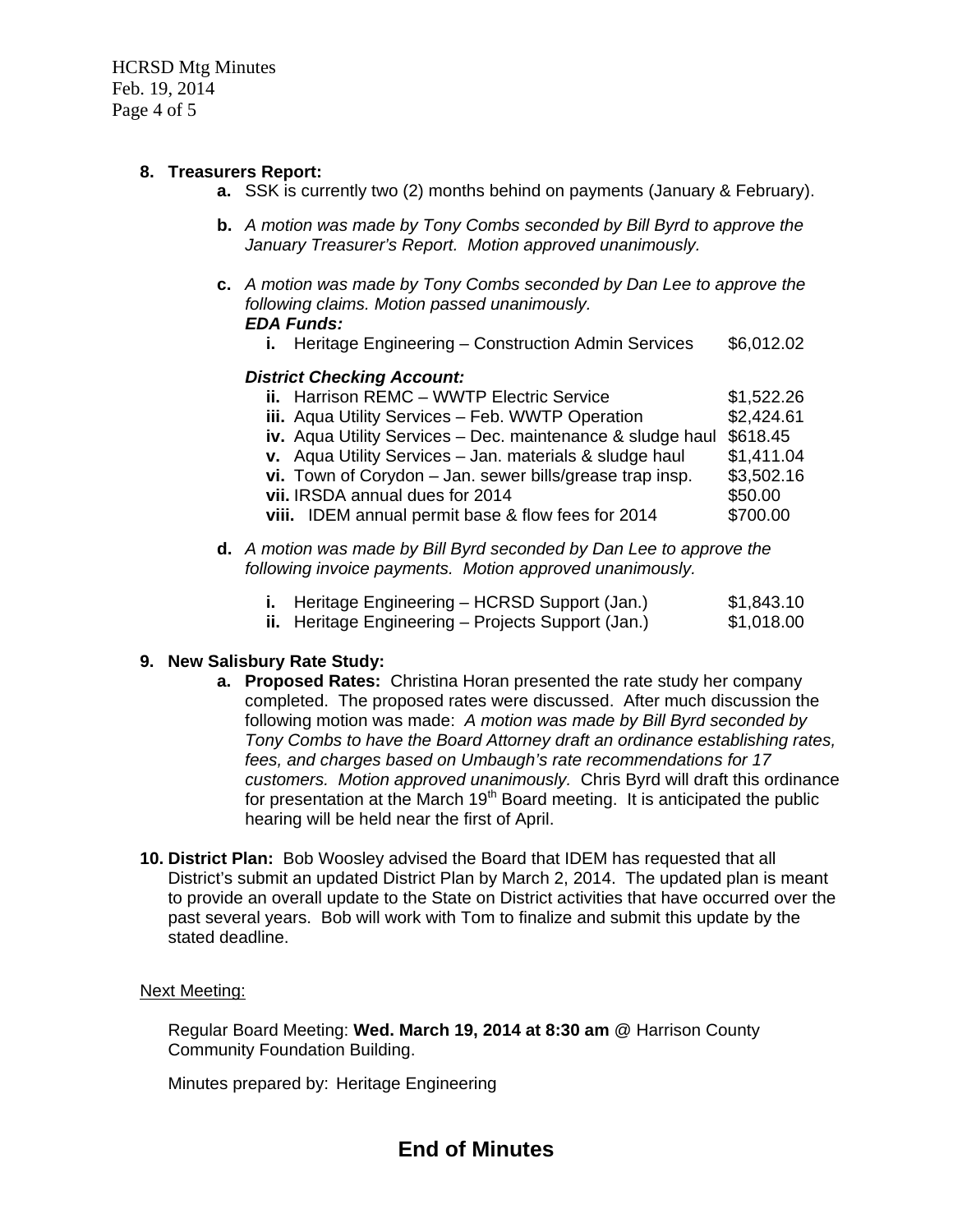**8. Treasurers Report:**

  - **a.** SSK is currently two (2) months behind on payments (January & February).
  - **b.** *A motion was made by Tony Combs seconded by Bill Byrd to approve the January Treasurer's Report. Motion approved unanimously.*
  - **c.** *A motion was made by Tony Combs seconded by Dan Lee to approve the following claims. Motion passed unanimously.*

    ***EDA Funds:***

    | | | |
    |---|---|---|
    | **i.** | Heritage Engineering – Construction Admin Services | $6,012.02 |

    ***District Checking Account:***

    | | | |
    |---|---|---|
    | **ii.** | Harrison REMC – WWTP Electric Service | $1,522.26 |
    | **iii.** | Aqua Utility Services – Feb. WWTP Operation | $2,424.61 |
    | **iv.** | Aqua Utility Services – Dec. maintenance & sludge haul | $618.45 |
    | **v.** | Aqua Utility Services – Jan. materials & sludge haul | $1,411.04 |
    | **vi.** | Town of Corydon – Jan. sewer bills/grease trap insp. | $3,502.16 |
    | **vii.** | IRSDA annual dues for 2014 | $50.00 |
    | **viii.** | IDEM annual permit base & flow fees for 2014 | $700.00 |

  - **d.** *A motion was made by Bill Byrd seconded by Dan Lee to approve the following invoice payments. Motion approved unanimously.*

    | | | |
    |---|---|---|
    | **i.** | Heritage Engineering – HCRSD Support (Jan.) | $1,843.10 |
    | **ii.** | Heritage Engineering – Projects Support (Jan.) | $1,018.00 |

**9. New Salisbury Rate Study:**

  - **a. Proposed Rates:** Christina Horan presented the rate study her company completed. The proposed rates were discussed. After much discussion the following motion was made: *A motion was made by Bill Byrd seconded by Tony Combs to have the Board Attorney draft an ordinance establishing rates, fees, and charges based on Umbaugh's rate recommendations for 17 customers. Motion approved unanimously.* Chris Byrd will draft this ordinance for presentation at the March 19th Board meeting. It is anticipated the public hearing will be held near the first of April.

**10. District Plan:** Bob Woosley advised the Board that IDEM has requested that all District's submit an updated District Plan by March 2, 2014. The updated plan is meant to provide an overall update to the State on District activities that have occurred over the past several years. Bob will work with Tom to finalize and submit this update by the stated deadline.

Next Meeting:

Regular Board Meeting: **Wed. March 19, 2014 at 8:30 am** @ Harrison County Community Foundation Building.

Minutes prepared by: Heritage Engineering

## End of Minutes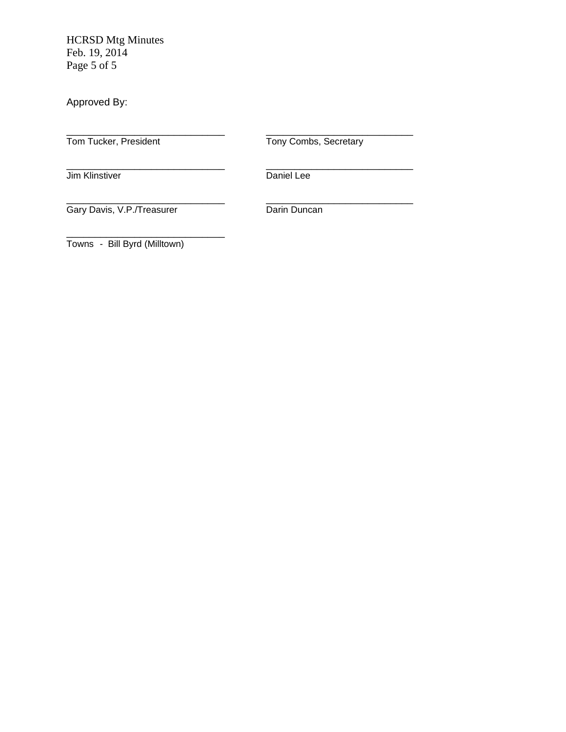Approved By:

| | |
|---|---|
| ______________________________ | ______________________________ |
| Tom Tucker, President | Tony Combs, Secretary |
| ______________________________ | ______________________________ |
| Jim Klinstiver | Daniel Lee |
| ______________________________ | ______________________________ |
| Gary Davis, V.P./Treasurer | Darin Duncan |
| ______________________________ | |
| Towns - Bill Byrd (Milltown) | |